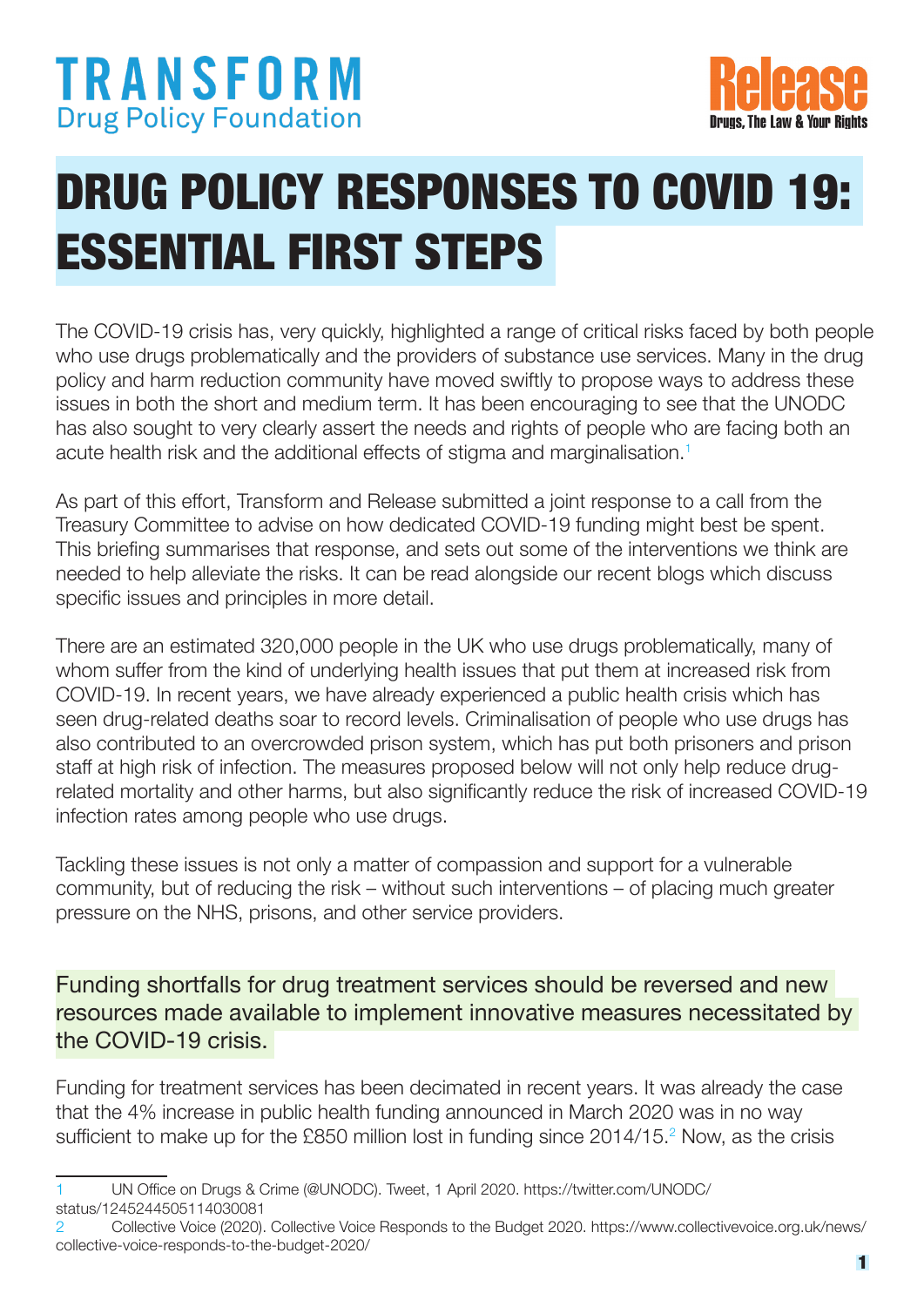TRANSFORM
Drug Policy Foundation

Release
Drugs, The Law & Your Rights

# DRUG POLICY RESPONSES TO COVID 19: ESSENTIAL FIRST STEPS

The COVID-19 crisis has, very quickly, highlighted a range of critical risks faced by both people who use drugs problematically and the providers of substance use services. Many in the drug policy and harm reduction community have moved swiftly to propose ways to address these issues in both the short and medium term. It has been encouraging to see that the UNODC has also sought to very clearly assert the needs and rights of people who are facing both an acute health risk and the additional effects of stigma and marginalisation.[1]

As part of this effort, Transform and Release submitted a joint response to a call from the Treasury Committee to advise on how dedicated COVID-19 funding might best be spent. This briefing summarises that response, and sets out some of the interventions we think are needed to help alleviate the risks. It can be read alongside our recent blogs which discuss specific issues and principles in more detail.

There are an estimated 320,000 people in the UK who use drugs problematically, many of whom suffer from the kind of underlying health issues that put them at increased risk from COVID-19. In recent years, we have already experienced a public health crisis which has seen drug-related deaths soar to record levels. Criminalisation of people who use drugs has also contributed to an overcrowded prison system, which has put both prisoners and prison staff at high risk of infection. The measures proposed below will not only help reduce drug-related mortality and other harms, but also significantly reduce the risk of increased COVID-19 infection rates among people who use drugs.

Tackling these issues is not only a matter of compassion and support for a vulnerable community, but of reducing the risk – without such interventions – of placing much greater pressure on the NHS, prisons, and other service providers.

## Funding shortfalls for drug treatment services should be reversed and new resources made available to implement innovative measures necessitated by the COVID-19 crisis.

Funding for treatment services has been decimated in recent years. It was already the case that the 4% increase in public health funding announced in March 2020 was in no way sufficient to make up for the £850 million lost in funding since 2014/15.[2] Now, as the crisis

---

1 UN Office on Drugs & Crime (@UNODC). Tweet, 1 April 2020. https://twitter.com/UNODC/status/1245244505114030081

2 Collective Voice (2020). Collective Voice Responds to the Budget 2020. https://www.collectivevoice.org.uk/news/collective-voice-responds-to-the-budget-2020/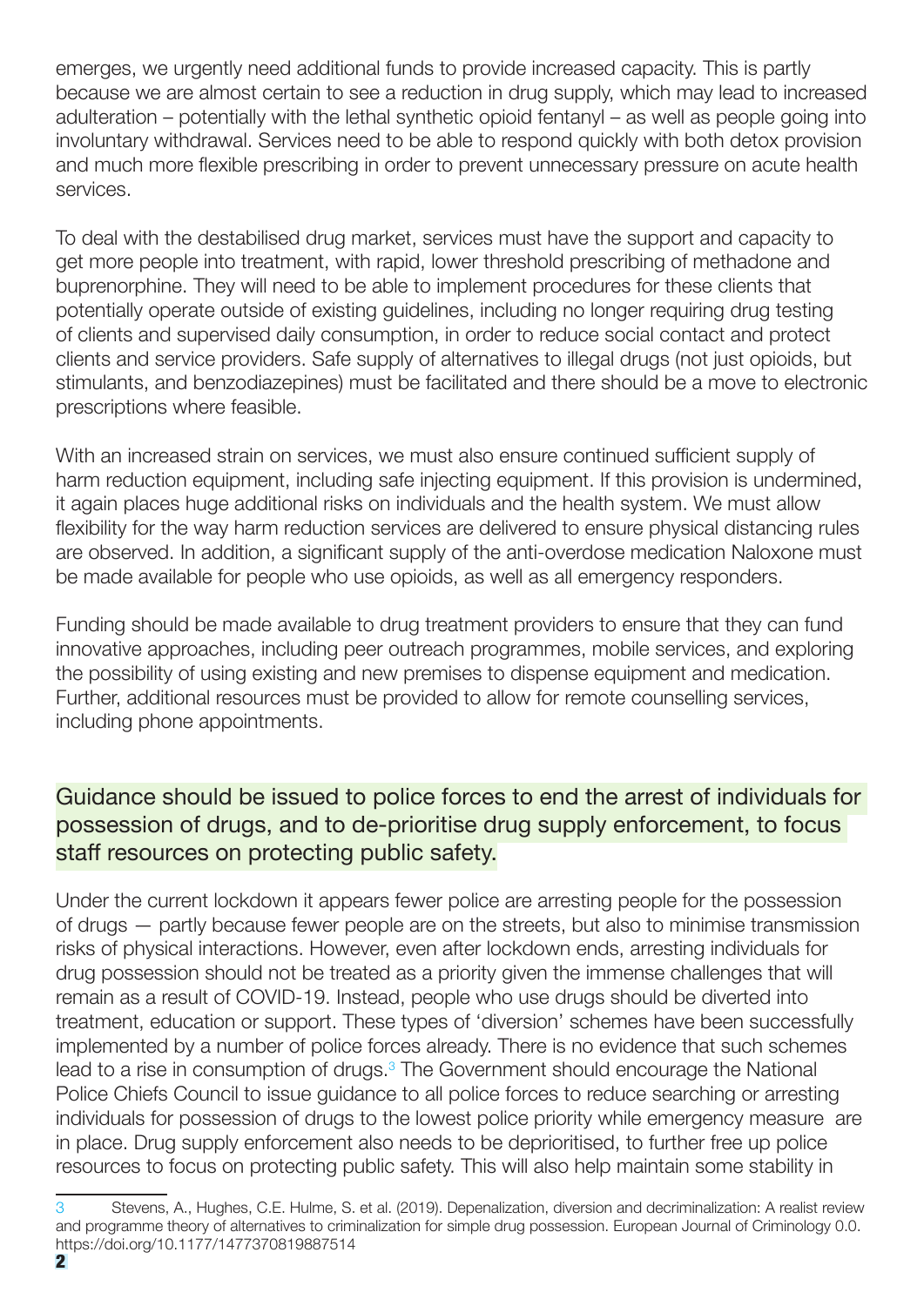emerges, we urgently need additional funds to provide increased capacity. This is partly because we are almost certain to see a reduction in drug supply, which may lead to increased adulteration – potentially with the lethal synthetic opioid fentanyl – as well as people going into involuntary withdrawal. Services need to be able to respond quickly with both detox provision and much more flexible prescribing in order to prevent unnecessary pressure on acute health services.

To deal with the destabilised drug market, services must have the support and capacity to get more people into treatment, with rapid, lower threshold prescribing of methadone and buprenorphine. They will need to be able to implement procedures for these clients that potentially operate outside of existing guidelines, including no longer requiring drug testing of clients and supervised daily consumption, in order to reduce social contact and protect clients and service providers. Safe supply of alternatives to illegal drugs (not just opioids, but stimulants, and benzodiazepines) must be facilitated and there should be a move to electronic prescriptions where feasible.

With an increased strain on services, we must also ensure continued sufficient supply of harm reduction equipment, including safe injecting equipment. If this provision is undermined, it again places huge additional risks on individuals and the health system. We must allow flexibility for the way harm reduction services are delivered to ensure physical distancing rules are observed. In addition, a significant supply of the anti-overdose medication Naloxone must be made available for people who use opioids, as well as all emergency responders.

Funding should be made available to drug treatment providers to ensure that they can fund innovative approaches, including peer outreach programmes, mobile services, and exploring the possibility of using existing and new premises to dispense equipment and medication. Further, additional resources must be provided to allow for remote counselling services, including phone appointments.

## Guidance should be issued to police forces to end the arrest of individuals for possession of drugs, and to de-prioritise drug supply enforcement, to focus staff resources on protecting public safety.

Under the current lockdown it appears fewer police are arresting people for the possession of drugs — partly because fewer people are on the streets, but also to minimise transmission risks of physical interactions. However, even after lockdown ends, arresting individuals for drug possession should not be treated as a priority given the immense challenges that will remain as a result of COVID-19. Instead, people who use drugs should be diverted into treatment, education or support. These types of 'diversion' schemes have been successfully implemented by a number of police forces already. There is no evidence that such schemes lead to a rise in consumption of drugs.[3] The Government should encourage the National Police Chiefs Council to issue guidance to all police forces to reduce searching or arresting individuals for possession of drugs to the lowest police priority while emergency measure are in place. Drug supply enforcement also needs to be deprioritised, to further free up police resources to focus on protecting public safety. This will also help maintain some stability in

[3] Stevens, A., Hughes, C.E. Hulme, S. et al. (2019). Depenalization, diversion and decriminalization: A realist review and programme theory of alternatives to criminalization for simple drug possession. European Journal of Criminology 0.0. https://doi.org/10.1177/1477370819887514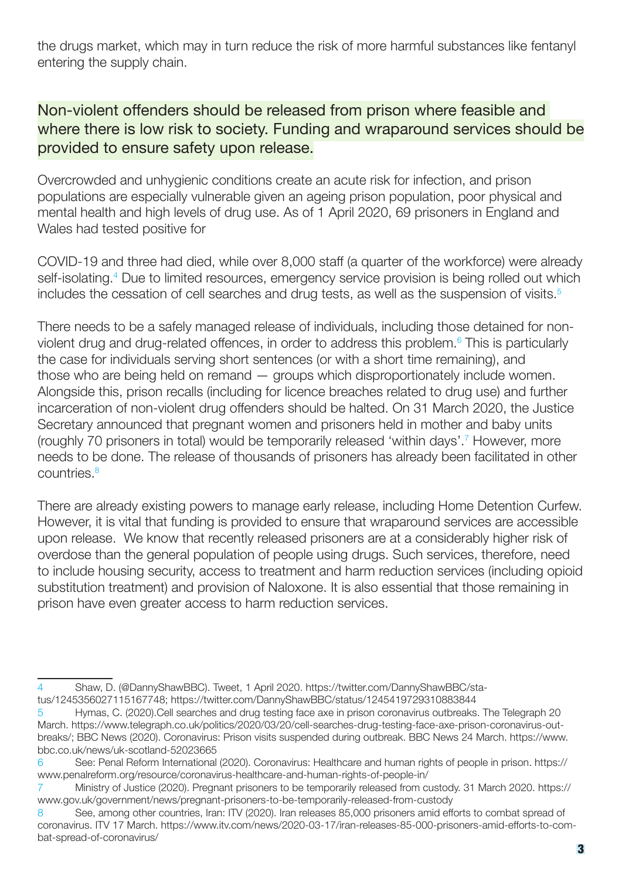the drugs market, which may in turn reduce the risk of more harmful substances like fentanyl entering the supply chain.

## Non-violent offenders should be released from prison where feasible and where there is low risk to society. Funding and wraparound services should be provided to ensure safety upon release.

Overcrowded and unhygienic conditions create an acute risk for infection, and prison populations are especially vulnerable given an ageing prison population, poor physical and mental health and high levels of drug use. As of 1 April 2020, 69 prisoners in England and Wales had tested positive for

COVID-19 and three had died, while over 8,000 staff (a quarter of the workforce) were already self-isolating.[4] Due to limited resources, emergency service provision is being rolled out which includes the cessation of cell searches and drug tests, as well as the suspension of visits.[5]

There needs to be a safely managed release of individuals, including those detained for non-violent drug and drug-related offences, in order to address this problem.[6] This is particularly the case for individuals serving short sentences (or with a short time remaining), and those who are being held on remand — groups which disproportionately include women. Alongside this, prison recalls (including for licence breaches related to drug use) and further incarceration of non-violent drug offenders should be halted. On 31 March 2020, the Justice Secretary announced that pregnant women and prisoners held in mother and baby units (roughly 70 prisoners in total) would be temporarily released 'within days'.[7] However, more needs to be done. The release of thousands of prisoners has already been facilitated in other countries.[8]

There are already existing powers to manage early release, including Home Detention Curfew. However, it is vital that funding is provided to ensure that wraparound services are accessible upon release. We know that recently released prisoners are at a considerably higher risk of overdose than the general population of people using drugs. Such services, therefore, need to include housing security, access to treatment and harm reduction services (including opioid substitution treatment) and provision of Naloxone. It is also essential that those remaining in prison have even greater access to harm reduction services.

---

4 Shaw, D. (@DannyShawBBC). Tweet, 1 April 2020. https://twitter.com/DannyShawBBC/status/1245356027115167748; https://twitter.com/DannyShawBBC/status/1245419729310883844

5 Hymas, C. (2020).Cell searches and drug testing face axe in prison coronavirus outbreaks. The Telegraph 20 March. https://www.telegraph.co.uk/politics/2020/03/20/cell-searches-drug-testing-face-axe-prison-coronavirus-outbreaks/; BBC News (2020). Coronavirus: Prison visits suspended during outbreak. BBC News 24 March. https://www.bbc.co.uk/news/uk-scotland-52023665

6 See: Penal Reform International (2020). Coronavirus: Healthcare and human rights of people in prison. https://www.penalreform.org/resource/coronavirus-healthcare-and-human-rights-of-people-in/

7 Ministry of Justice (2020). Pregnant prisoners to be temporarily released from custody. 31 March 2020. https://www.gov.uk/government/news/pregnant-prisoners-to-be-temporarily-released-from-custody

8 See, among other countries, Iran: ITV (2020). Iran releases 85,000 prisoners amid efforts to combat spread of coronavirus. ITV 17 March. https://www.itv.com/news/2020-03-17/iran-releases-85-000-prisoners-amid-efforts-to-combat-spread-of-coronavirus/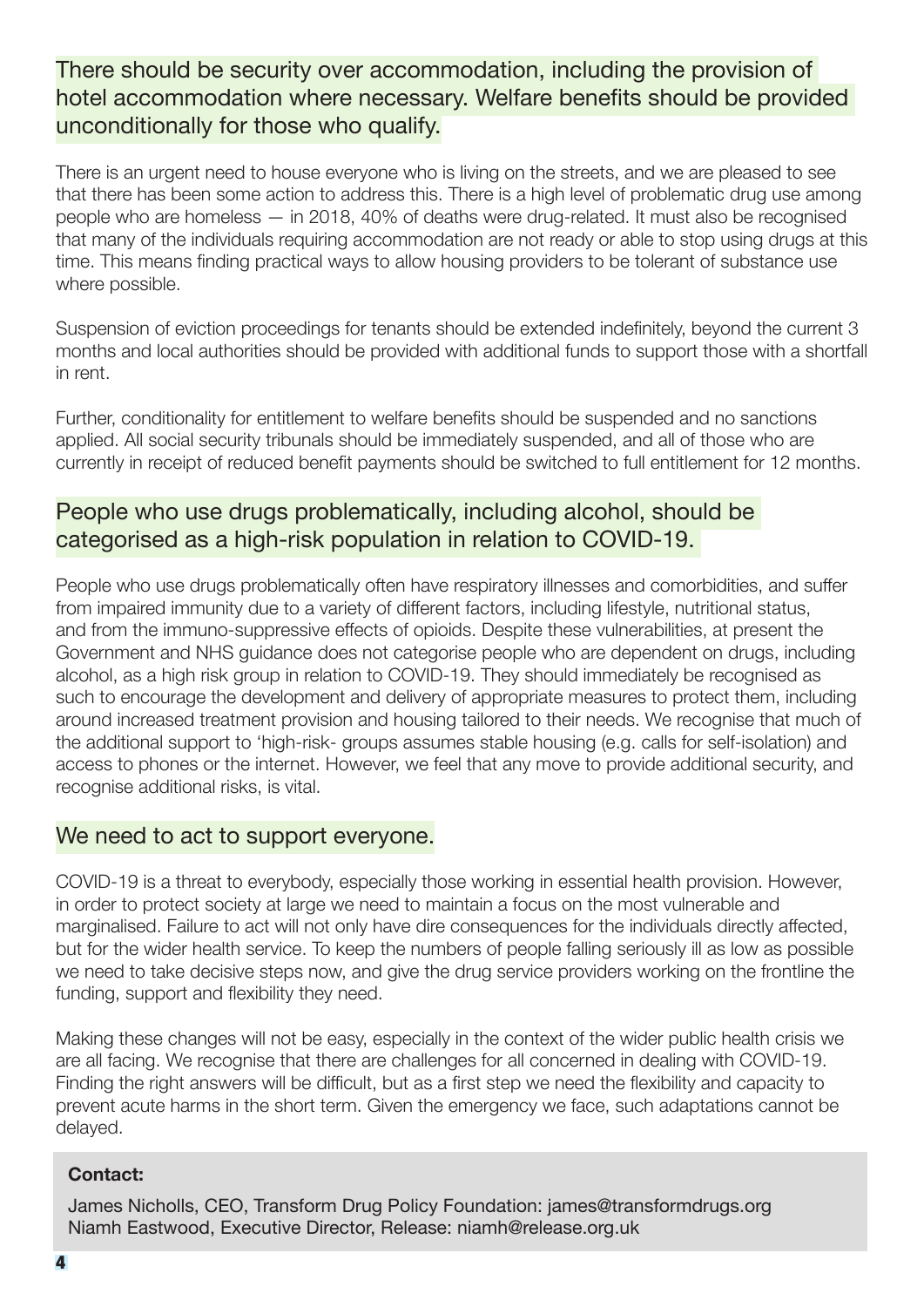## There should be security over accommodation, including the provision of hotel accommodation where necessary. Welfare benefits should be provided unconditionally for those who qualify.

There is an urgent need to house everyone who is living on the streets, and we are pleased to see that there has been some action to address this. There is a high level of problematic drug use among people who are homeless — in 2018, 40% of deaths were drug-related. It must also be recognised that many of the individuals requiring accommodation are not ready or able to stop using drugs at this time. This means finding practical ways to allow housing providers to be tolerant of substance use where possible.

Suspension of eviction proceedings for tenants should be extended indefinitely, beyond the current 3 months and local authorities should be provided with additional funds to support those with a shortfall in rent.

Further, conditionality for entitlement to welfare benefits should be suspended and no sanctions applied. All social security tribunals should be immediately suspended, and all of those who are currently in receipt of reduced benefit payments should be switched to full entitlement for 12 months.

## People who use drugs problematically, including alcohol, should be categorised as a high-risk population in relation to COVID-19.

People who use drugs problematically often have respiratory illnesses and comorbidities, and suffer from impaired immunity due to a variety of different factors, including lifestyle, nutritional status, and from the immuno-suppressive effects of opioids. Despite these vulnerabilities, at present the Government and NHS guidance does not categorise people who are dependent on drugs, including alcohol, as a high risk group in relation to COVID-19. They should immediately be recognised as such to encourage the development and delivery of appropriate measures to protect them, including around increased treatment provision and housing tailored to their needs. We recognise that much of the additional support to 'high-risk- groups assumes stable housing (e.g. calls for self-isolation) and access to phones or the internet. However, we feel that any move to provide additional security, and recognise additional risks, is vital.

## We need to act to support everyone.

COVID-19 is a threat to everybody, especially those working in essential health provision. However, in order to protect society at large we need to maintain a focus on the most vulnerable and marginalised. Failure to act will not only have dire consequences for the individuals directly affected, but for the wider health service. To keep the numbers of people falling seriously ill as low as possible we need to take decisive steps now, and give the drug service providers working on the frontline the funding, support and flexibility they need.

Making these changes will not be easy, especially in the context of the wider public health crisis we are all facing. We recognise that there are challenges for all concerned in dealing with COVID-19. Finding the right answers will be difficult, but as a first step we need the flexibility and capacity to prevent acute harms in the short term. Given the emergency we face, such adaptations cannot be delayed.

**Contact:**

James Nicholls, CEO, Transform Drug Policy Foundation: james@transformdrugs.org
Niamh Eastwood, Executive Director, Release: niamh@release.org.uk